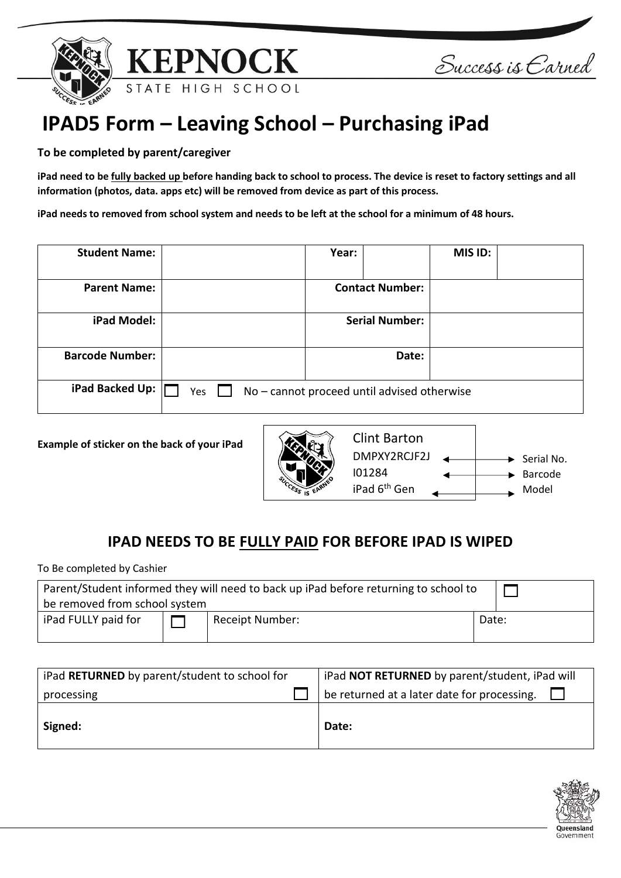KEPNOCK STATE HIGH SCHOOL

Success is Earned

# IPAD5 Form – Leaving School – Purchasing iPad

**To be completed by parent/caregiver**

**iPad need to be fully backed up before handing back to school to process. The device is reset to factory settings and all information (photos, data. apps etc) will be removed from device as part of this process.**

**iPad needs to removed from school system and needs to be left at the school for a minimum of 48 hours.**

| **Student Name:** | | **Year:** | | **MIS ID:** | |
|---|---|---|---|---|---|
| **Parent Name:** | | **Contact Number:** | | | |
| **iPad Model:** | | **Serial Number:** | | | |
| **Barcode Number:** | | **Date:** | | | |
| **iPad Backed Up:** | ☐ Yes ☐ No – cannot proceed until advised otherwise | | | | |

**Example of sticker on the back of your iPad**

| Sticker | Field |
|---|---|
| Clint Barton | |
| DMPXY2RCJF2J | Serial No. |
| I01284 | Barcode |
| iPad 6th Gen | Model |

## IPAD NEEDS TO BE FULLY PAID FOR BEFORE IPAD IS WIPED

To Be completed by Cashier

| Parent/Student informed they will need to back up iPad before returning to school to be removed from school system | | | ☐ |
|---|---|---|---|
| iPad FULLY paid for | ☐ | Receipt Number: | Date: |

| iPad **RETURNED** by parent/student to school for processing ☐ | iPad **NOT RETURNED** by parent/student, iPad will be returned at a later date for processing. ☐ |
|---|---|
| **Signed:** | **Date:** |

Queensland Government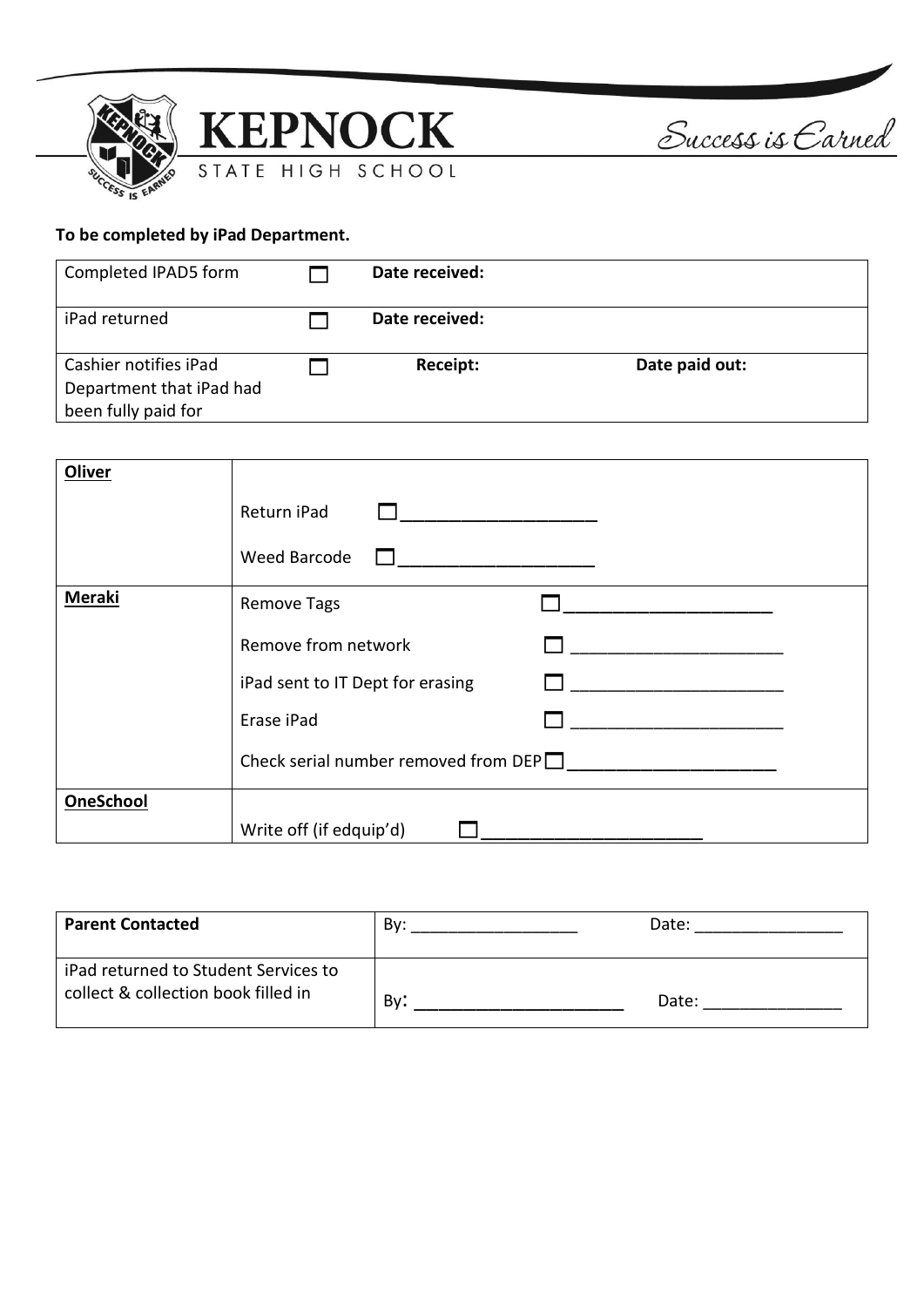**KEPNOCK**
STATE HIGH SCHOOL

*Success is Earned*

**To be completed by iPad Department.**

| | | | |
|---|---|---|---|
| Completed IPAD5 form | ☐ | **Date received:** | |
| iPad returned | ☐ | **Date received:** | |
| Cashier notifies iPad Department that iPad had been fully paid for | ☐ | **Receipt:** | **Date paid out:** |

| | | | |
|---|---|---|---|
| **Oliver** | Return iPad | ☐ | ____________________ |
| | Weed Barcode | ☐ | ____________________ |
| **Meraki** | Remove Tags | ☐ | ______________________ |
| | Remove from network | ☐ | ______________________ |
| | iPad sent to IT Dept for erasing | ☐ | ______________________ |
| | Erase iPad | ☐ | ______________________ |
| | Check serial number removed from DEP | ☐ | ______________________ |
| **OneSchool** | Write off (if edquip'd) | ☐ | ______________________ |

| | | |
|---|---|---|
| **Parent Contacted** | By: __________________ | Date: ________________ |
| iPad returned to Student Services to collect & collection book filled in | By: ______________________ | Date: _______________ |